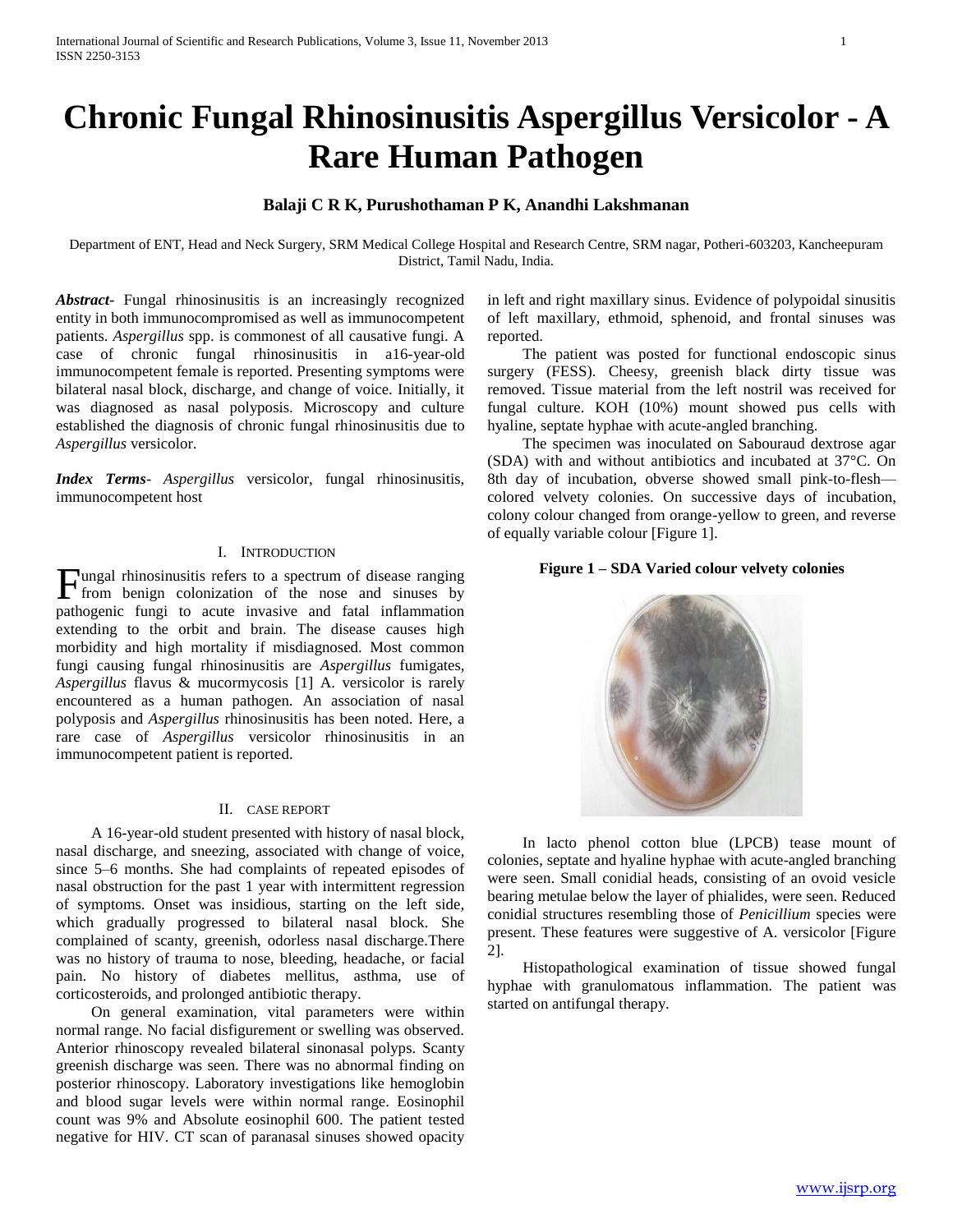# Chronic Fungal Rhinosinusitis Aspergillus Versicolor - A Rare Human Pathogen

**Balaji C R K, Purushothaman P K, Anandhi Lakshmanan**

Department of ENT, Head and Neck Surgery, SRM Medical College Hospital and Research Centre, SRM nagar, Potheri-603203, Kancheepuram District, Tamil Nadu, India.

***Abstract-*** Fungal rhinosinusitis is an increasingly recognized entity in both immunocompromised as well as immunocompetent patients. *Aspergillus* spp. is commonest of all causative fungi. A case of chronic fungal rhinosinusitis in a16-year-old immunocompetent female is reported. Presenting symptoms were bilateral nasal block, discharge, and change of voice. Initially, it was diagnosed as nasal polyposis. Microscopy and culture established the diagnosis of chronic fungal rhinosinusitis due to *Aspergillus* versicolor.

***Index Terms-*** *Aspergillus* versicolor, fungal rhinosinusitis, immunocompetent host

## I. Introduction

Fungal rhinosinusitis refers to a spectrum of disease ranging from benign colonization of the nose and sinuses by pathogenic fungi to acute invasive and fatal inflammation extending to the orbit and brain. The disease causes high morbidity and high mortality if misdiagnosed. Most common fungi causing fungal rhinosinusitis are *Aspergillus* fumigates, *Aspergillus* flavus & mucormycosis [1] A. versicolor is rarely encountered as a human pathogen. An association of nasal polyposis and *Aspergillus* rhinosinusitis has been noted. Here, a rare case of *Aspergillus* versicolor rhinosinusitis in an immunocompetent patient is reported.

## II. Case Report

A 16-year-old student presented with history of nasal block, nasal discharge, and sneezing, associated with change of voice, since 5–6 months. She had complaints of repeated episodes of nasal obstruction for the past 1 year with intermittent regression of symptoms. Onset was insidious, starting on the left side, which gradually progressed to bilateral nasal block. She complained of scanty, greenish, odorless nasal discharge.There was no history of trauma to nose, bleeding, headache, or facial pain. No history of diabetes mellitus, asthma, use of corticosteroids, and prolonged antibiotic therapy.

On general examination, vital parameters were within normal range. No facial disfigurement or swelling was observed. Anterior rhinoscopy revealed bilateral sinonasal polyps. Scanty greenish discharge was seen. There was no abnormal finding on posterior rhinoscopy. Laboratory investigations like hemoglobin and blood sugar levels were within normal range. Eosinophil count was 9% and Absolute eosinophil 600. The patient tested negative for HIV. CT scan of paranasal sinuses showed opacity in left and right maxillary sinus. Evidence of polypoidal sinusitis of left maxillary, ethmoid, sphenoid, and frontal sinuses was reported.

The patient was posted for functional endoscopic sinus surgery (FESS). Cheesy, greenish black dirty tissue was removed. Tissue material from the left nostril was received for fungal culture. KOH (10%) mount showed pus cells with hyaline, septate hyphae with acute-angled branching.

The specimen was inoculated on Sabouraud dextrose agar (SDA) with and without antibiotics and incubated at 37°C. On 8th day of incubation, obverse showed small pink-to-flesh—colored velvety colonies. On successive days of incubation, colony colour changed from orange-yellow to green, and reverse of equally variable colour [Figure 1].

**Figure 1 – SDA Varied colour velvety colonies**

In lacto phenol cotton blue (LPCB) tease mount of colonies, septate and hyaline hyphae with acute-angled branching were seen. Small conidial heads, consisting of an ovoid vesicle bearing metulae below the layer of phialides, were seen. Reduced conidial structures resembling those of *Penicillium* species were present. These features were suggestive of A. versicolor [Figure 2].

Histopathological examination of tissue showed fungal hyphae with granulomatous inflammation. The patient was started on antifungal therapy.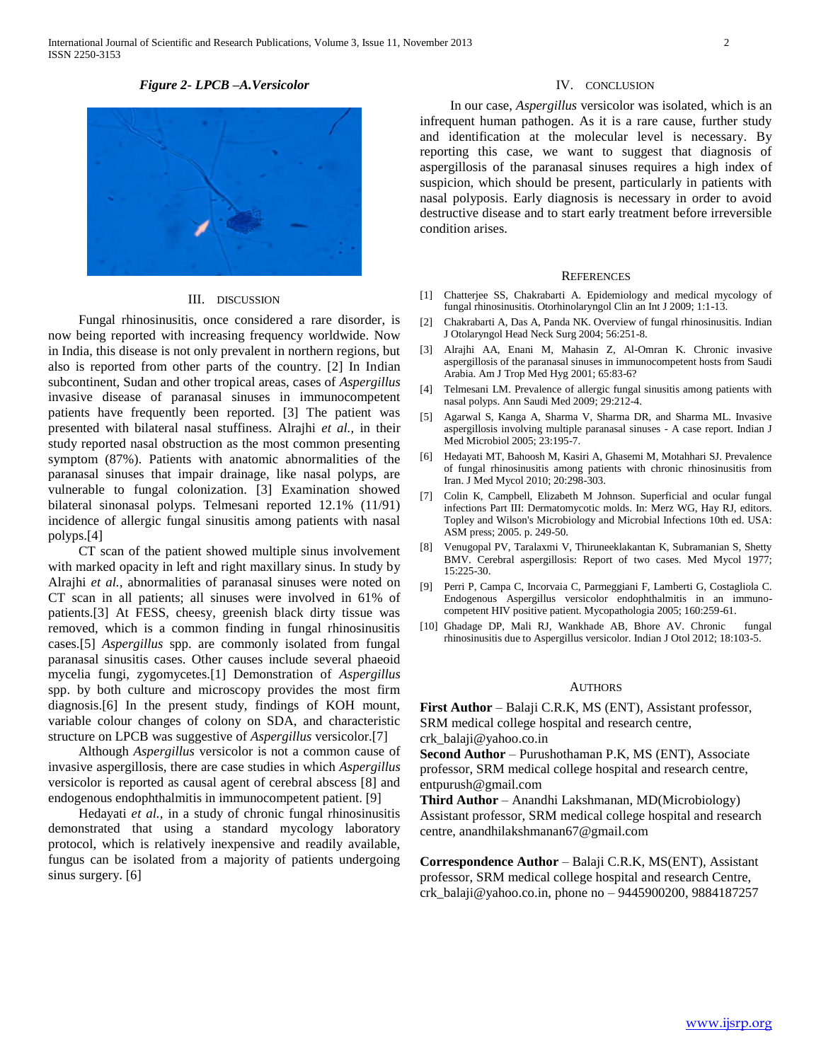*Figure 2- LPCB –A.Versicolor*

## III. DISCUSSION

Fungal rhinosinusitis, once considered a rare disorder, is now being reported with increasing frequency worldwide. Now in India, this disease is not only prevalent in northern regions, but also is reported from other parts of the country. [2] In Indian subcontinent, Sudan and other tropical areas, cases of *Aspergillus* invasive disease of paranasal sinuses in immunocompetent patients have frequently been reported. [3] The patient was presented with bilateral nasal stuffiness. Alrajhi *et al.,* in their study reported nasal obstruction as the most common presenting symptom (87%). Patients with anatomic abnormalities of the paranasal sinuses that impair drainage, like nasal polyps, are vulnerable to fungal colonization. [3] Examination showed bilateral sinonasal polyps. Telmesani reported 12.1% (11/91) incidence of allergic fungal sinusitis among patients with nasal polyps.[4]

CT scan of the patient showed multiple sinus involvement with marked opacity in left and right maxillary sinus. In study by Alrajhi *et al.,* abnormalities of paranasal sinuses were noted on CT scan in all patients; all sinuses were involved in 61% of patients.[3] At FESS, cheesy, greenish black dirty tissue was removed, which is a common finding in fungal rhinosinusitis cases.[5] *Aspergillus* spp. are commonly isolated from fungal paranasal sinusitis cases. Other causes include several phaeoid mycelia fungi, zygomycetes.[1] Demonstration of *Aspergillus* spp. by both culture and microscopy provides the most firm diagnosis.[6] In the present study, findings of KOH mount, variable colour changes of colony on SDA, and characteristic structure on LPCB was suggestive of *Aspergillus* versicolor.[7]

Although *Aspergillus* versicolor is not a common cause of invasive aspergillosis, there are case studies in which *Aspergillus* versicolor is reported as causal agent of cerebral abscess [8] and endogenous endophthalmitis in immunocompetent patient. [9]

Hedayati *et al.,* in a study of chronic fungal rhinosinusitis demonstrated that using a standard mycology laboratory protocol, which is relatively inexpensive and readily available, fungus can be isolated from a majority of patients undergoing sinus surgery. [6]

## IV. CONCLUSION

In our case, *Aspergillus* versicolor was isolated, which is an infrequent human pathogen. As it is a rare cause, further study and identification at the molecular level is necessary. By reporting this case, we want to suggest that diagnosis of aspergillosis of the paranasal sinuses requires a high index of suspicion, which should be present, particularly in patients with nasal polyposis. Early diagnosis is necessary in order to avoid destructive disease and to start early treatment before irreversible condition arises.

## REFERENCES

[1] Chatterjee SS, Chakrabarti A. Epidemiology and medical mycology of fungal rhinosinusitis. Otorhinolaryngol Clin an Int J 2009; 1:1-13.

[2] Chakrabarti A, Das A, Panda NK. Overview of fungal rhinosinusitis. Indian J Otolaryngol Head Neck Surg 2004; 56:251-8.

[3] Alrajhi AA, Enani M, Mahasin Z, Al-Omran K. Chronic invasive aspergillosis of the paranasal sinuses in immunocompetent hosts from Saudi Arabia. Am J Trop Med Hyg 2001; 65:83-6?

[4] Telmesani LM. Prevalence of allergic fungal sinusitis among patients with nasal polyps. Ann Saudi Med 2009; 29:212-4.

[5] Agarwal S, Kanga A, Sharma V, Sharma DR, and Sharma ML. Invasive aspergillosis involving multiple paranasal sinuses - A case report. Indian J Med Microbiol 2005; 23:195-7.

[6] Hedayati MT, Bahoosh M, Kasiri A, Ghasemi M, Motahhari SJ. Prevalence of fungal rhinosinusitis among patients with chronic rhinosinusitis from Iran. J Med Mycol 2010; 20:298-303.

[7] Colin K, Campbell, Elizabeth M Johnson. Superficial and ocular fungal infections Part III: Dermatomycotic molds. In: Merz WG, Hay RJ, editors. Topley and Wilson's Microbiology and Microbial Infections 10th ed. USA: ASM press; 2005. p. 249-50.

[8] Venugopal PV, Taralaxmi V, Thiruneeklakantan K, Subramanian S, Shetty BMV. Cerebral aspergillosis: Report of two cases. Med Mycol 1977; 15:225-30.

[9] Perri P, Campa C, Incorvaia C, Parmeggiani F, Lamberti G, Costagliola C. Endogenous Aspergillus versicolor endophthalmitis in an immuno-competent HIV positive patient. Mycopathologia 2005; 160:259-61.

[10] Ghadage DP, Mali RJ, Wankhade AB, Bhore AV. Chronic fungal rhinosinusitis due to Aspergillus versicolor. Indian J Otol 2012; 18:103-5.

## AUTHORS

**First Author** – Balaji C.R.K, MS (ENT), Assistant professor, SRM medical college hospital and research centre, crk_balaji@yahoo.co.in

**Second Author** – Purushothaman P.K, MS (ENT), Associate professor, SRM medical college hospital and research centre, entpurush@gmail.com

**Third Author** – Anandhi Lakshmanan, MD(Microbiology) Assistant professor, SRM medical college hospital and research centre, anandhilakshmanan67@gmail.com

**Correspondence Author** – Balaji C.R.K, MS(ENT), Assistant professor, SRM medical college hospital and research Centre, crk_balaji@yahoo.co.in, phone no – 9445900200, 9884187257